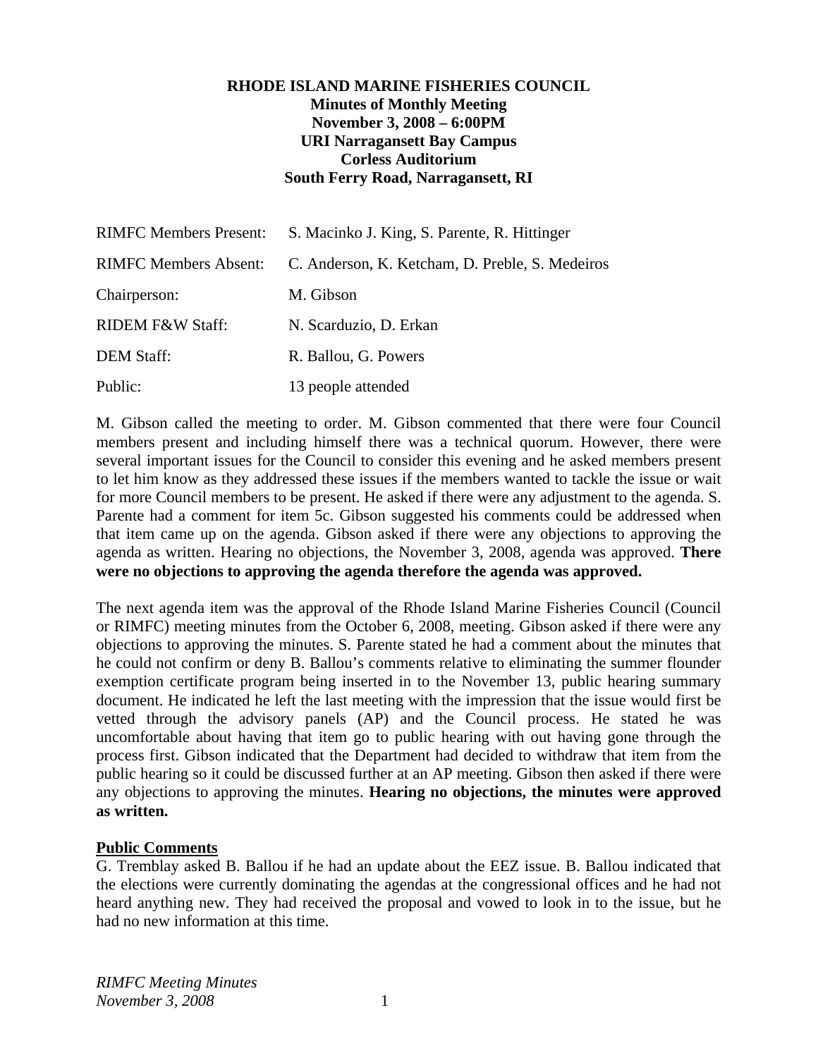**RHODE ISLAND MARINE FISHERIES COUNCIL**
**Minutes of Monthly Meeting**
**November 3, 2008 – 6:00PM**
**URI Narragansett Bay Campus**
**Corless Auditorium**
**South Ferry Road, Narragansett, RI**

| | |
|---|---|
| RIMFC Members Present: | S. Macinko J. King, S. Parente, R. Hittinger |
| RIMFC Members Absent: | C. Anderson, K. Ketcham, D. Preble, S. Medeiros |
| Chairperson: | M. Gibson |
| RIDEM F&W Staff: | N. Scarduzio, D. Erkan |
| DEM Staff: | R. Ballou, G. Powers |
| Public: | 13 people attended |

M. Gibson called the meeting to order. M. Gibson commented that there were four Council members present and including himself there was a technical quorum. However, there were several important issues for the Council to consider this evening and he asked members present to let him know as they addressed these issues if the members wanted to tackle the issue or wait for more Council members to be present. He asked if there were any adjustment to the agenda. S. Parente had a comment for item 5c. Gibson suggested his comments could be addressed when that item came up on the agenda. Gibson asked if there were any objections to approving the agenda as written. Hearing no objections, the November 3, 2008, agenda was approved. **There were no objections to approving the agenda therefore the agenda was approved.**

The next agenda item was the approval of the Rhode Island Marine Fisheries Council (Council or RIMFC) meeting minutes from the October 6, 2008, meeting. Gibson asked if there were any objections to approving the minutes. S. Parente stated he had a comment about the minutes that he could not confirm or deny B. Ballou's comments relative to eliminating the summer flounder exemption certificate program being inserted in to the November 13, public hearing summary document. He indicated he left the last meeting with the impression that the issue would first be vetted through the advisory panels (AP) and the Council process. He stated he was uncomfortable about having that item go to public hearing with out having gone through the process first. Gibson indicated that the Department had decided to withdraw that item from the public hearing so it could be discussed further at an AP meeting. Gibson then asked if there were any objections to approving the minutes. **Hearing no objections, the minutes were approved as written.**

**Public Comments**

G. Tremblay asked B. Ballou if he had an update about the EEZ issue. B. Ballou indicated that the elections were currently dominating the agendas at the congressional offices and he had not heard anything new. They had received the proposal and vowed to look in to the issue, but he had no new information at this time.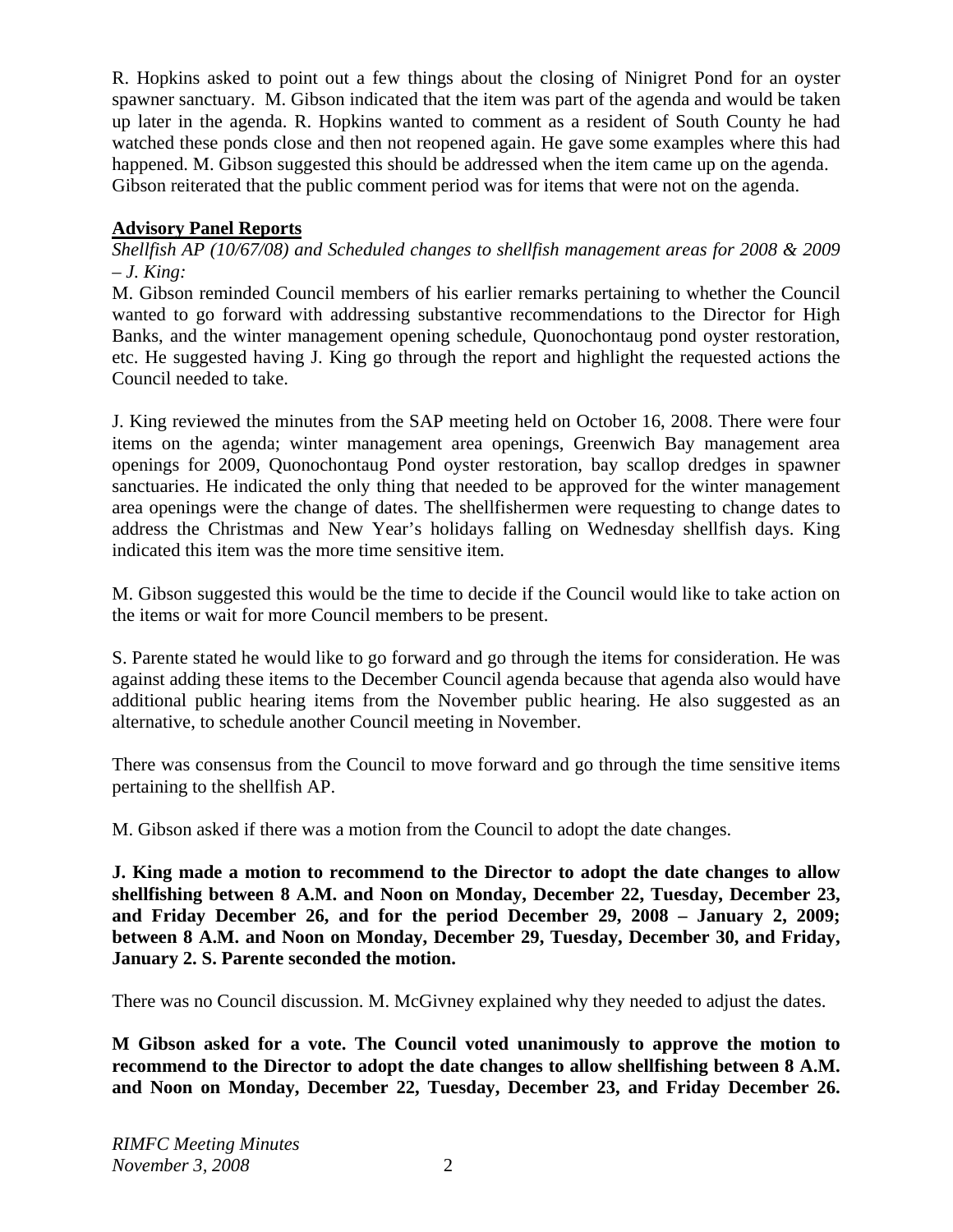R. Hopkins asked to point out a few things about the closing of Ninigret Pond for an oyster spawner sanctuary. M. Gibson indicated that the item was part of the agenda and would be taken up later in the agenda. R. Hopkins wanted to comment as a resident of South County he had watched these ponds close and then not reopened again. He gave some examples where this had happened. M. Gibson suggested this should be addressed when the item came up on the agenda. Gibson reiterated that the public comment period was for items that were not on the agenda.

## Advisory Panel Reports

*Shellfish AP (10/67/08) and Scheduled changes to shellfish management areas for 2008 & 2009 – J. King:*

M. Gibson reminded Council members of his earlier remarks pertaining to whether the Council wanted to go forward with addressing substantive recommendations to the Director for High Banks, and the winter management opening schedule, Quonochontaug pond oyster restoration, etc. He suggested having J. King go through the report and highlight the requested actions the Council needed to take.

J. King reviewed the minutes from the SAP meeting held on October 16, 2008. There were four items on the agenda; winter management area openings, Greenwich Bay management area openings for 2009, Quonochontaug Pond oyster restoration, bay scallop dredges in spawner sanctuaries. He indicated the only thing that needed to be approved for the winter management area openings were the change of dates. The shellfishermen were requesting to change dates to address the Christmas and New Year's holidays falling on Wednesday shellfish days. King indicated this item was the more time sensitive item.

M. Gibson suggested this would be the time to decide if the Council would like to take action on the items or wait for more Council members to be present.

S. Parente stated he would like to go forward and go through the items for consideration. He was against adding these items to the December Council agenda because that agenda also would have additional public hearing items from the November public hearing. He also suggested as an alternative, to schedule another Council meeting in November.

There was consensus from the Council to move forward and go through the time sensitive items pertaining to the shellfish AP.

M. Gibson asked if there was a motion from the Council to adopt the date changes.

**J. King made a motion to recommend to the Director to adopt the date changes to allow shellfishing between 8 A.M. and Noon on Monday, December 22, Tuesday, December 23, and Friday December 26, and for the period December 29, 2008 – January 2, 2009; between 8 A.M. and Noon on Monday, December 29, Tuesday, December 30, and Friday, January 2. S. Parente seconded the motion.**

There was no Council discussion. M. McGivney explained why they needed to adjust the dates.

**M Gibson asked for a vote. The Council voted unanimously to approve the motion to recommend to the Director to adopt the date changes to allow shellfishing between 8 A.M. and Noon on Monday, December 22, Tuesday, December 23, and Friday December 26.**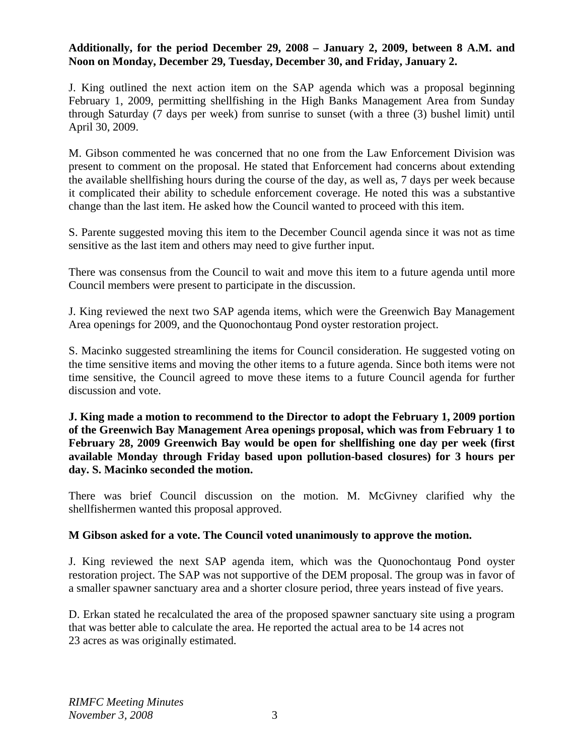**Additionally, for the period December 29, 2008 – January 2, 2009, between 8 A.M. and Noon on Monday, December 29, Tuesday, December 30, and Friday, January 2.**

J. King outlined the next action item on the SAP agenda which was a proposal beginning February 1, 2009, permitting shellfishing in the High Banks Management Area from Sunday through Saturday (7 days per week) from sunrise to sunset (with a three (3) bushel limit) until April 30, 2009.

M. Gibson commented he was concerned that no one from the Law Enforcement Division was present to comment on the proposal. He stated that Enforcement had concerns about extending the available shellfishing hours during the course of the day, as well as, 7 days per week because it complicated their ability to schedule enforcement coverage. He noted this was a substantive change than the last item. He asked how the Council wanted to proceed with this item.

S. Parente suggested moving this item to the December Council agenda since it was not as time sensitive as the last item and others may need to give further input.

There was consensus from the Council to wait and move this item to a future agenda until more Council members were present to participate in the discussion.

J. King reviewed the next two SAP agenda items, which were the Greenwich Bay Management Area openings for 2009, and the Quonochontaug Pond oyster restoration project.

S. Macinko suggested streamlining the items for Council consideration. He suggested voting on the time sensitive items and moving the other items to a future agenda. Since both items were not time sensitive, the Council agreed to move these items to a future Council agenda for further discussion and vote.

**J. King made a motion to recommend to the Director to adopt the February 1, 2009 portion of the Greenwich Bay Management Area openings proposal, which was from February 1 to February 28, 2009 Greenwich Bay would be open for shellfishing one day per week (first available Monday through Friday based upon pollution-based closures) for 3 hours per day. S. Macinko seconded the motion.**

There was brief Council discussion on the motion. M. McGivney clarified why the shellfishermen wanted this proposal approved.

**M Gibson asked for a vote. The Council voted unanimously to approve the motion.**

J. King reviewed the next SAP agenda item, which was the Quonochontaug Pond oyster restoration project. The SAP was not supportive of the DEM proposal. The group was in favor of a smaller spawner sanctuary area and a shorter closure period, three years instead of five years.

D. Erkan stated he recalculated the area of the proposed spawner sanctuary site using a program that was better able to calculate the area. He reported the actual area to be 14 acres not 23 acres as was originally estimated.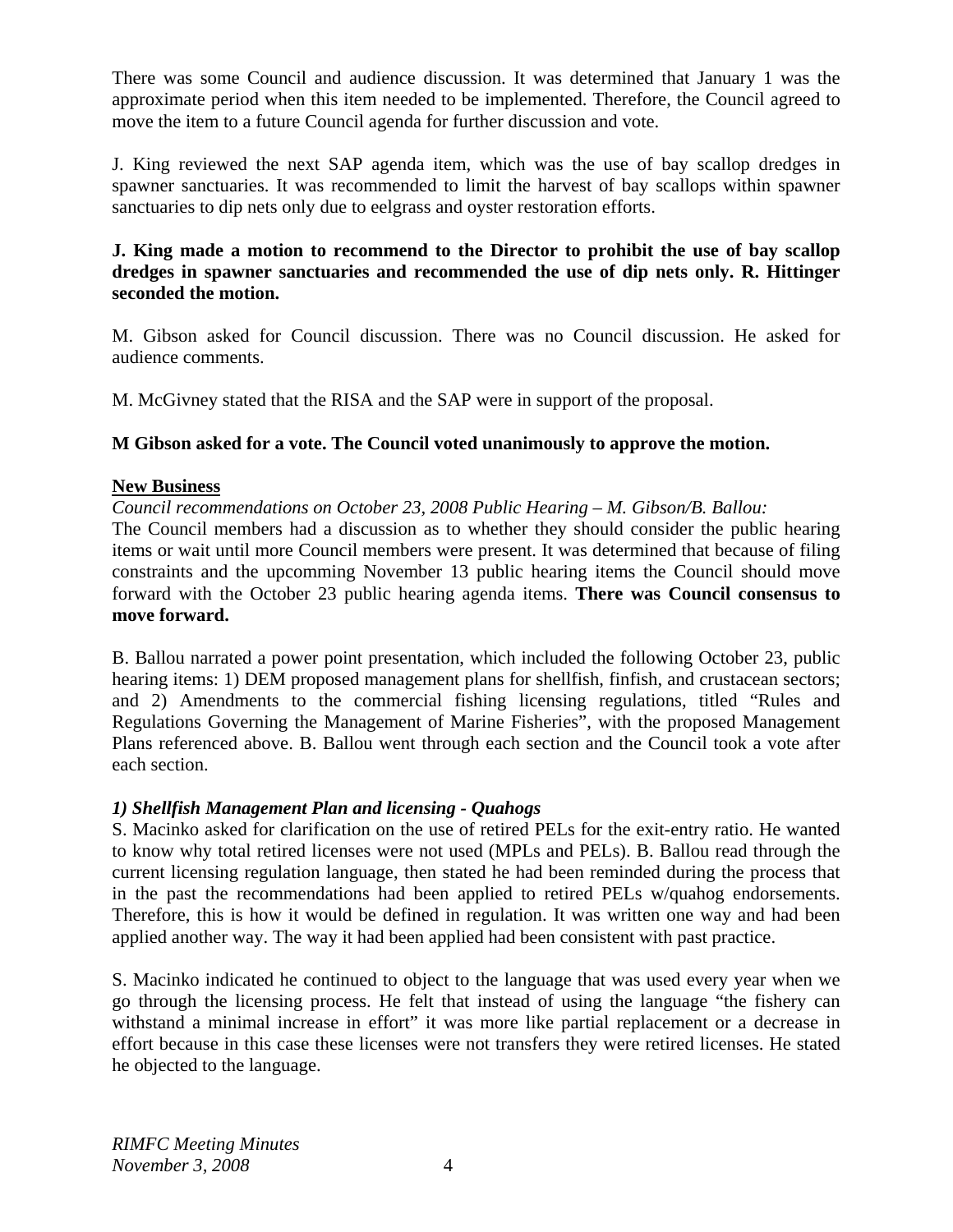There was some Council and audience discussion. It was determined that January 1 was the approximate period when this item needed to be implemented. Therefore, the Council agreed to move the item to a future Council agenda for further discussion and vote.

J. King reviewed the next SAP agenda item, which was the use of bay scallop dredges in spawner sanctuaries. It was recommended to limit the harvest of bay scallops within spawner sanctuaries to dip nets only due to eelgrass and oyster restoration efforts.

**J. King made a motion to recommend to the Director to prohibit the use of bay scallop dredges in spawner sanctuaries and recommended the use of dip nets only. R. Hittinger seconded the motion.**

M. Gibson asked for Council discussion. There was no Council discussion. He asked for audience comments.

M. McGivney stated that the RISA and the SAP were in support of the proposal.

**M Gibson asked for a vote. The Council voted unanimously to approve the motion.**

**New Business**

*Council recommendations on October 23, 2008 Public Hearing – M. Gibson/B. Ballou:*

The Council members had a discussion as to whether they should consider the public hearing items or wait until more Council members were present. It was determined that because of filing constraints and the upcomming November 13 public hearing items the Council should move forward with the October 23 public hearing agenda items. **There was Council consensus to move forward.**

B. Ballou narrated a power point presentation, which included the following October 23, public hearing items: 1) DEM proposed management plans for shellfish, finfish, and crustacean sectors; and 2) Amendments to the commercial fishing licensing regulations, titled "Rules and Regulations Governing the Management of Marine Fisheries", with the proposed Management Plans referenced above. B. Ballou went through each section and the Council took a vote after each section.

***1) Shellfish Management Plan and licensing - Quahogs***

S. Macinko asked for clarification on the use of retired PELs for the exit-entry ratio. He wanted to know why total retired licenses were not used (MPLs and PELs). B. Ballou read through the current licensing regulation language, then stated he had been reminded during the process that in the past the recommendations had been applied to retired PELs w/quahog endorsements. Therefore, this is how it would be defined in regulation. It was written one way and had been applied another way. The way it had been applied had been consistent with past practice.

S. Macinko indicated he continued to object to the language that was used every year when we go through the licensing process. He felt that instead of using the language "the fishery can withstand a minimal increase in effort" it was more like partial replacement or a decrease in effort because in this case these licenses were not transfers they were retired licenses. He stated he objected to the language.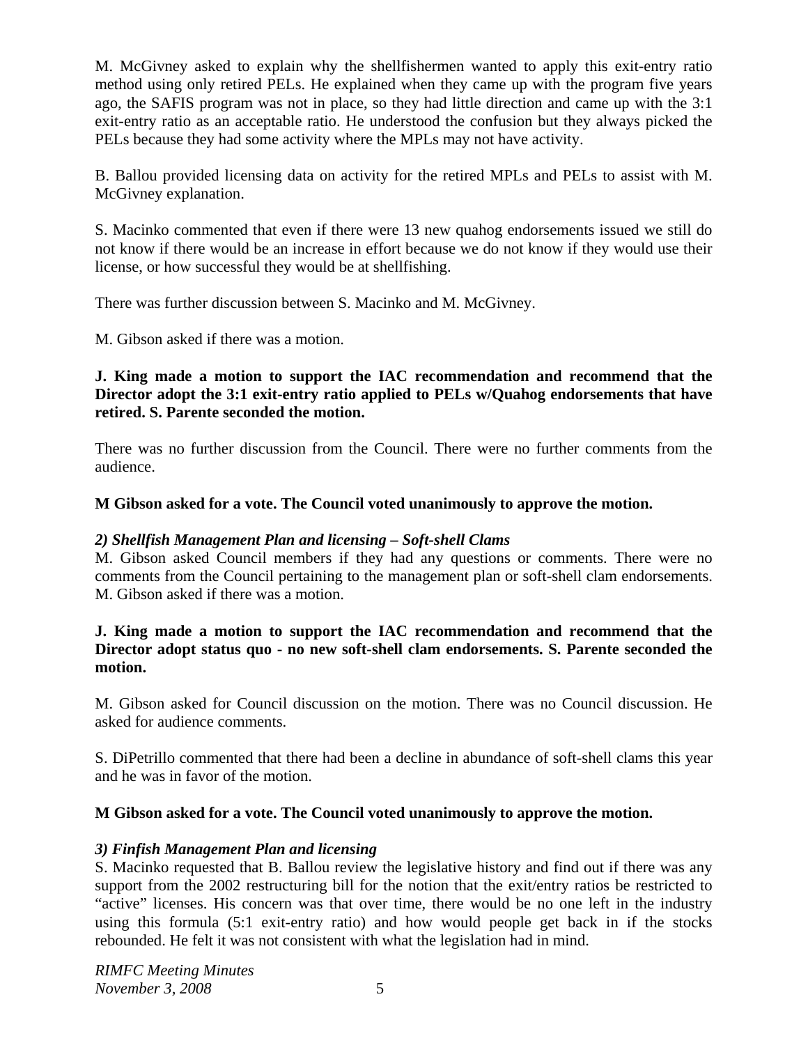M. McGivney asked to explain why the shellfishermen wanted to apply this exit-entry ratio method using only retired PELs. He explained when they came up with the program five years ago, the SAFIS program was not in place, so they had little direction and came up with the 3:1 exit-entry ratio as an acceptable ratio. He understood the confusion but they always picked the PELs because they had some activity where the MPLs may not have activity.

B. Ballou provided licensing data on activity for the retired MPLs and PELs to assist with M. McGivney explanation.

S. Macinko commented that even if there were 13 new quahog endorsements issued we still do not know if there would be an increase in effort because we do not know if they would use their license, or how successful they would be at shellfishing.

There was further discussion between S. Macinko and M. McGivney.

M. Gibson asked if there was a motion.

**J. King made a motion to support the IAC recommendation and recommend that the Director adopt the 3:1 exit-entry ratio applied to PELs w/Quahog endorsements that have retired. S. Parente seconded the motion.**

There was no further discussion from the Council. There were no further comments from the audience.

**M Gibson asked for a vote. The Council voted unanimously to approve the motion.**

***2) Shellfish Management Plan and licensing – Soft-shell Clams***

M. Gibson asked Council members if they had any questions or comments. There were no comments from the Council pertaining to the management plan or soft-shell clam endorsements. M. Gibson asked if there was a motion.

**J. King made a motion to support the IAC recommendation and recommend that the Director adopt status quo - no new soft-shell clam endorsements. S. Parente seconded the motion.**

M. Gibson asked for Council discussion on the motion. There was no Council discussion. He asked for audience comments.

S. DiPetrillo commented that there had been a decline in abundance of soft-shell clams this year and he was in favor of the motion.

**M Gibson asked for a vote. The Council voted unanimously to approve the motion.**

***3) Finfish Management Plan and licensing***

S. Macinko requested that B. Ballou review the legislative history and find out if there was any support from the 2002 restructuring bill for the notion that the exit/entry ratios be restricted to "active" licenses. His concern was that over time, there would be no one left in the industry using this formula (5:1 exit-entry ratio) and how would people get back in if the stocks rebounded. He felt it was not consistent with what the legislation had in mind.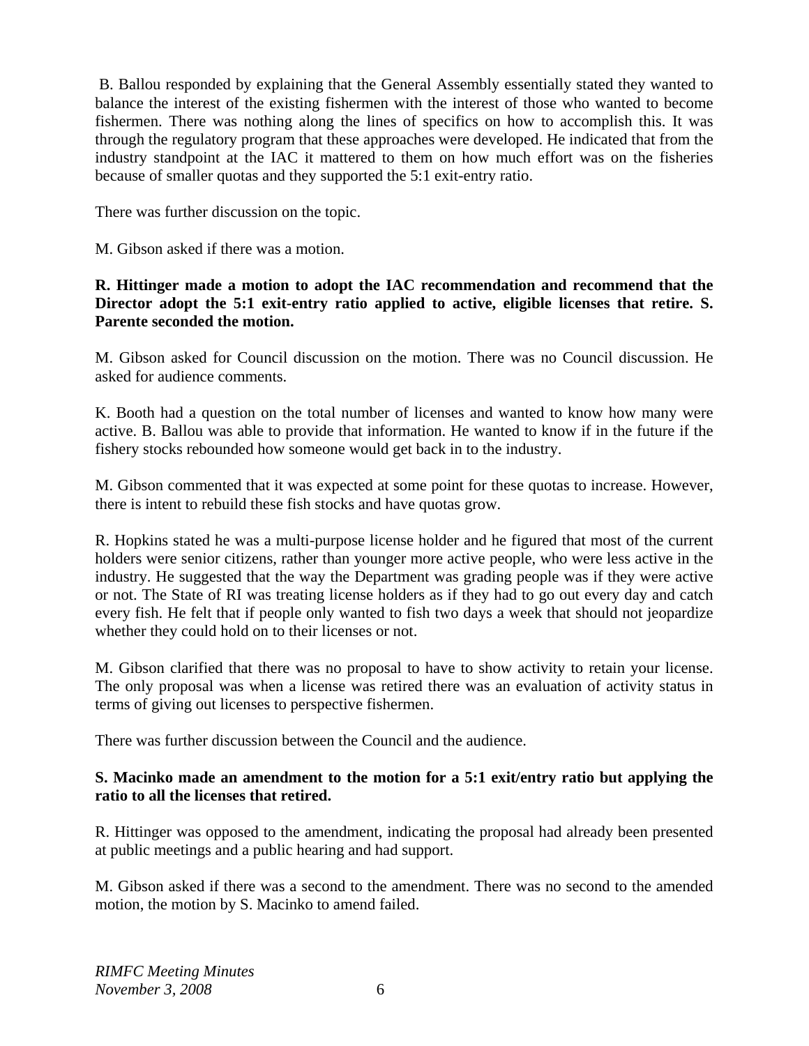B. Ballou responded by explaining that the General Assembly essentially stated they wanted to balance the interest of the existing fishermen with the interest of those who wanted to become fishermen. There was nothing along the lines of specifics on how to accomplish this. It was through the regulatory program that these approaches were developed. He indicated that from the industry standpoint at the IAC it mattered to them on how much effort was on the fisheries because of smaller quotas and they supported the 5:1 exit-entry ratio.

There was further discussion on the topic.

M. Gibson asked if there was a motion.

**R. Hittinger made a motion to adopt the IAC recommendation and recommend that the Director adopt the 5:1 exit-entry ratio applied to active, eligible licenses that retire. S. Parente seconded the motion.**

M. Gibson asked for Council discussion on the motion. There was no Council discussion. He asked for audience comments.

K. Booth had a question on the total number of licenses and wanted to know how many were active. B. Ballou was able to provide that information. He wanted to know if in the future if the fishery stocks rebounded how someone would get back in to the industry.

M. Gibson commented that it was expected at some point for these quotas to increase. However, there is intent to rebuild these fish stocks and have quotas grow.

R. Hopkins stated he was a multi-purpose license holder and he figured that most of the current holders were senior citizens, rather than younger more active people, who were less active in the industry. He suggested that the way the Department was grading people was if they were active or not. The State of RI was treating license holders as if they had to go out every day and catch every fish. He felt that if people only wanted to fish two days a week that should not jeopardize whether they could hold on to their licenses or not.

M. Gibson clarified that there was no proposal to have to show activity to retain your license. The only proposal was when a license was retired there was an evaluation of activity status in terms of giving out licenses to perspective fishermen.

There was further discussion between the Council and the audience.

**S. Macinko made an amendment to the motion for a 5:1 exit/entry ratio but applying the ratio to all the licenses that retired.**

R. Hittinger was opposed to the amendment, indicating the proposal had already been presented at public meetings and a public hearing and had support.

M. Gibson asked if there was a second to the amendment. There was no second to the amended motion, the motion by S. Macinko to amend failed.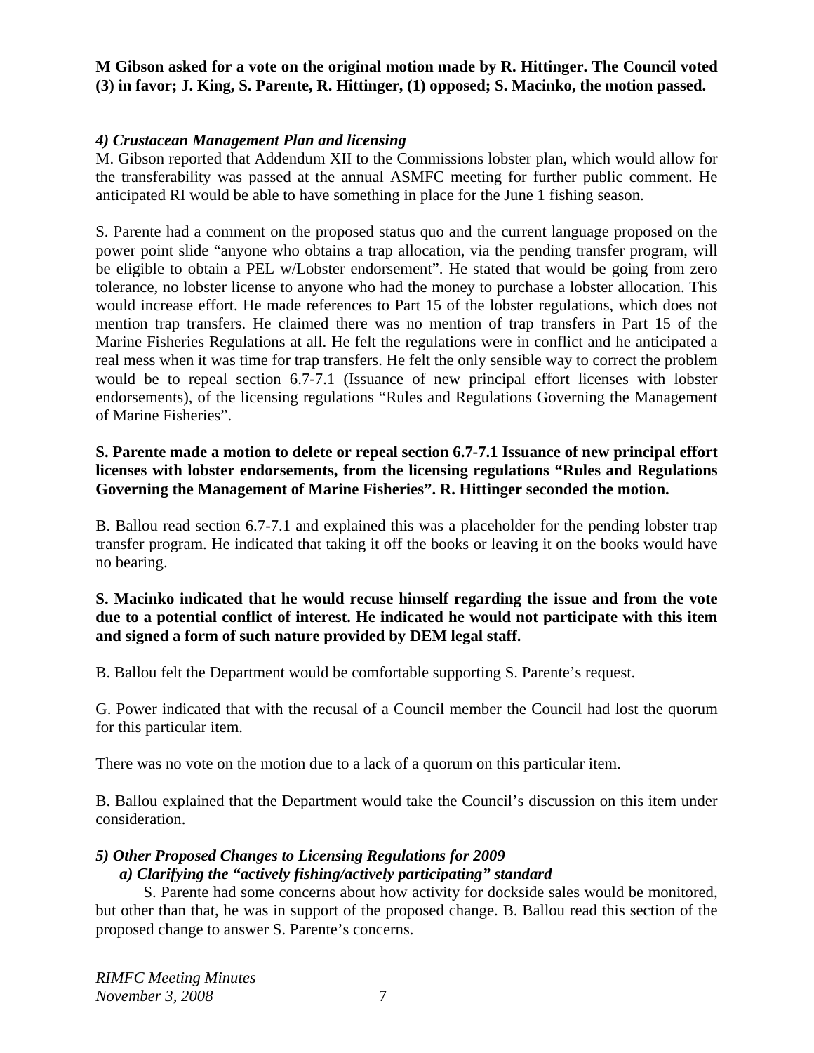**M Gibson asked for a vote on the original motion made by R. Hittinger. The Council voted (3) in favor; J. King, S. Parente, R. Hittinger, (1) opposed; S. Macinko, the motion passed.**

### *4) Crustacean Management Plan and licensing*

M. Gibson reported that Addendum XII to the Commissions lobster plan, which would allow for the transferability was passed at the annual ASMFC meeting for further public comment. He anticipated RI would be able to have something in place for the June 1 fishing season.

S. Parente had a comment on the proposed status quo and the current language proposed on the power point slide "anyone who obtains a trap allocation, via the pending transfer program, will be eligible to obtain a PEL w/Lobster endorsement". He stated that would be going from zero tolerance, no lobster license to anyone who had the money to purchase a lobster allocation. This would increase effort. He made references to Part 15 of the lobster regulations, which does not mention trap transfers. He claimed there was no mention of trap transfers in Part 15 of the Marine Fisheries Regulations at all. He felt the regulations were in conflict and he anticipated a real mess when it was time for trap transfers. He felt the only sensible way to correct the problem would be to repeal section 6.7-7.1 (Issuance of new principal effort licenses with lobster endorsements), of the licensing regulations "Rules and Regulations Governing the Management of Marine Fisheries".

**S. Parente made a motion to delete or repeal section 6.7-7.1 Issuance of new principal effort licenses with lobster endorsements, from the licensing regulations "Rules and Regulations Governing the Management of Marine Fisheries". R. Hittinger seconded the motion.**

B. Ballou read section 6.7-7.1 and explained this was a placeholder for the pending lobster trap transfer program. He indicated that taking it off the books or leaving it on the books would have no bearing.

**S. Macinko indicated that he would recuse himself regarding the issue and from the vote due to a potential conflict of interest. He indicated he would not participate with this item and signed a form of such nature provided by DEM legal staff.**

B. Ballou felt the Department would be comfortable supporting S. Parente's request.

G. Power indicated that with the recusal of a Council member the Council had lost the quorum for this particular item.

There was no vote on the motion due to a lack of a quorum on this particular item.

B. Ballou explained that the Department would take the Council's discussion on this item under consideration.

### *5) Other Proposed Changes to Licensing Regulations for 2009*

#### *a) Clarifying the "actively fishing/actively participating" standard*

S. Parente had some concerns about how activity for dockside sales would be monitored, but other than that, he was in support of the proposed change. B. Ballou read this section of the proposed change to answer S. Parente's concerns.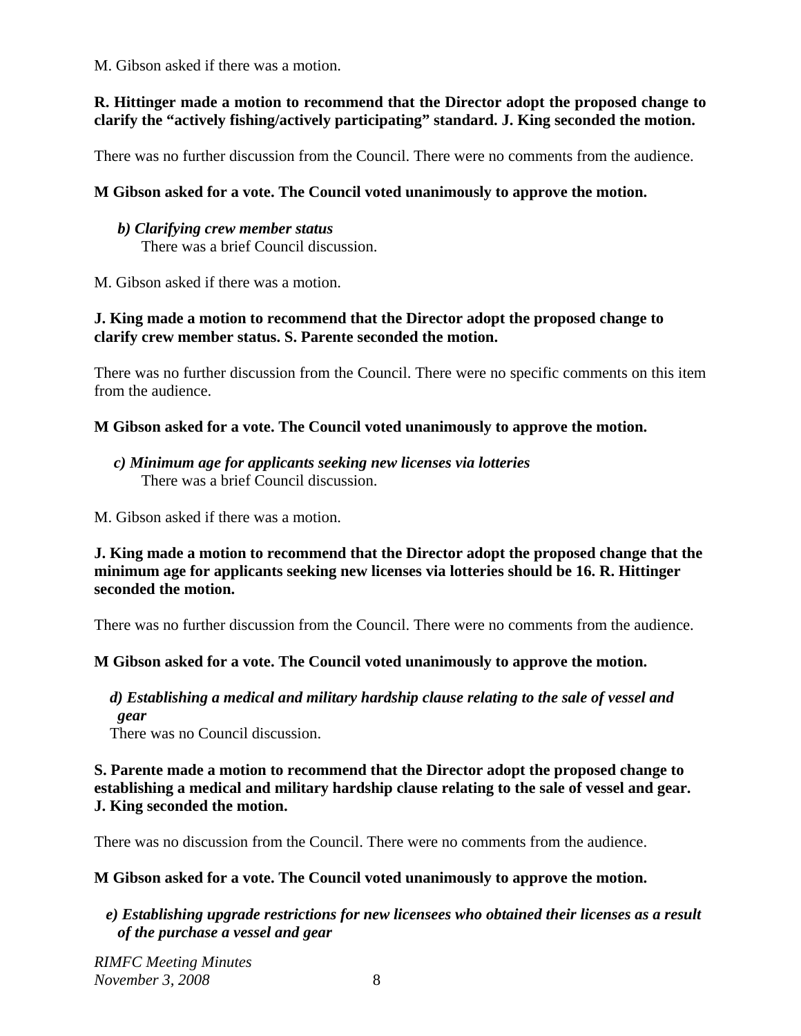M. Gibson asked if there was a motion.

**R. Hittinger made a motion to recommend that the Director adopt the proposed change to clarify the "actively fishing/actively participating" standard. J. King seconded the motion.**

There was no further discussion from the Council. There were no comments from the audience.

**M Gibson asked for a vote. The Council voted unanimously to approve the motion.**

***b) Clarifying crew member status***

There was a brief Council discussion.

M. Gibson asked if there was a motion.

**J. King made a motion to recommend that the Director adopt the proposed change to clarify crew member status. S. Parente seconded the motion.**

There was no further discussion from the Council. There were no specific comments on this item from the audience.

**M Gibson asked for a vote. The Council voted unanimously to approve the motion.**

***c) Minimum age for applicants seeking new licenses via lotteries***

There was a brief Council discussion.

M. Gibson asked if there was a motion.

**J. King made a motion to recommend that the Director adopt the proposed change that the minimum age for applicants seeking new licenses via lotteries should be 16. R. Hittinger seconded the motion.**

There was no further discussion from the Council. There were no comments from the audience.

**M Gibson asked for a vote. The Council voted unanimously to approve the motion.**

***d) Establishing a medical and military hardship clause relating to the sale of vessel and gear***

There was no Council discussion.

**S. Parente made a motion to recommend that the Director adopt the proposed change to establishing a medical and military hardship clause relating to the sale of vessel and gear. J. King seconded the motion.**

There was no discussion from the Council. There were no comments from the audience.

**M Gibson asked for a vote. The Council voted unanimously to approve the motion.**

***e) Establishing upgrade restrictions for new licensees who obtained their licenses as a result of the purchase a vessel and gear***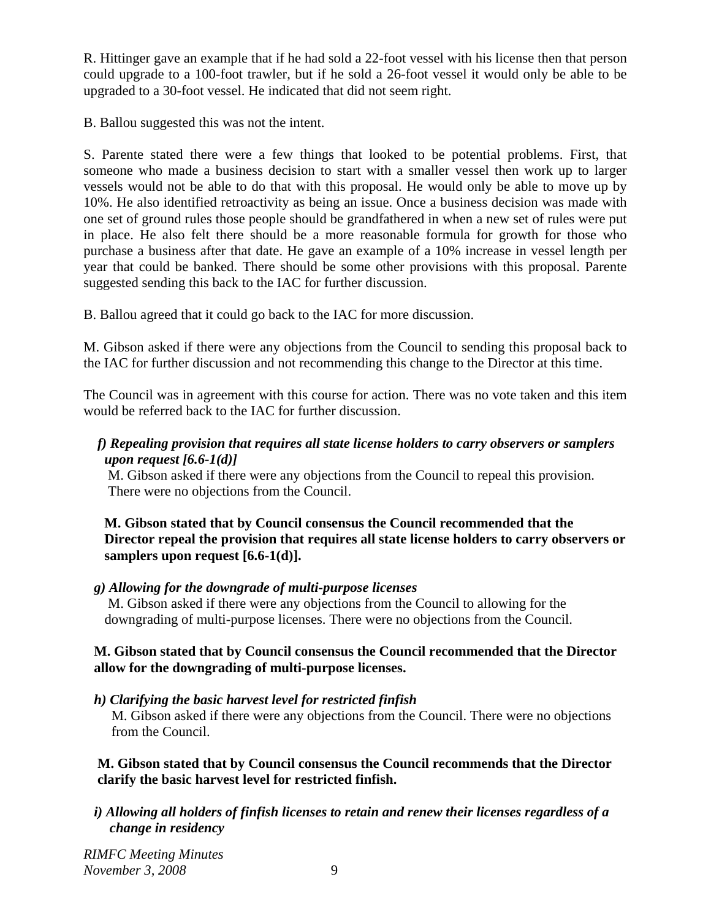R. Hittinger gave an example that if he had sold a 22-foot vessel with his license then that person could upgrade to a 100-foot trawler, but if he sold a 26-foot vessel it would only be able to be upgraded to a 30-foot vessel. He indicated that did not seem right.

B. Ballou suggested this was not the intent.

S. Parente stated there were a few things that looked to be potential problems. First, that someone who made a business decision to start with a smaller vessel then work up to larger vessels would not be able to do that with this proposal. He would only be able to move up by 10%. He also identified retroactivity as being an issue. Once a business decision was made with one set of ground rules those people should be grandfathered in when a new set of rules were put in place. He also felt there should be a more reasonable formula for growth for those who purchase a business after that date. He gave an example of a 10% increase in vessel length per year that could be banked. There should be some other provisions with this proposal. Parente suggested sending this back to the IAC for further discussion.

B. Ballou agreed that it could go back to the IAC for more discussion.

M. Gibson asked if there were any objections from the Council to sending this proposal back to the IAC for further discussion and not recommending this change to the Director at this time.

The Council was in agreement with this course for action. There was no vote taken and this item would be referred back to the IAC for further discussion.

***f) Repealing provision that requires all state license holders to carry observers or samplers upon request [6.6-1(d)]***

M. Gibson asked if there were any objections from the Council to repeal this provision. There were no objections from the Council.

**M. Gibson stated that by Council consensus the Council recommended that the Director repeal the provision that requires all state license holders to carry observers or samplers upon request [6.6-1(d)].**

***g) Allowing for the downgrade of multi-purpose licenses***

M. Gibson asked if there were any objections from the Council to allowing for the downgrading of multi-purpose licenses. There were no objections from the Council.

**M. Gibson stated that by Council consensus the Council recommended that the Director allow for the downgrading of multi-purpose licenses.**

***h) Clarifying the basic harvest level for restricted finfish***

M. Gibson asked if there were any objections from the Council. There were no objections from the Council.

**M. Gibson stated that by Council consensus the Council recommends that the Director clarify the basic harvest level for restricted finfish.**

***i) Allowing all holders of finfish licenses to retain and renew their licenses regardless of a change in residency***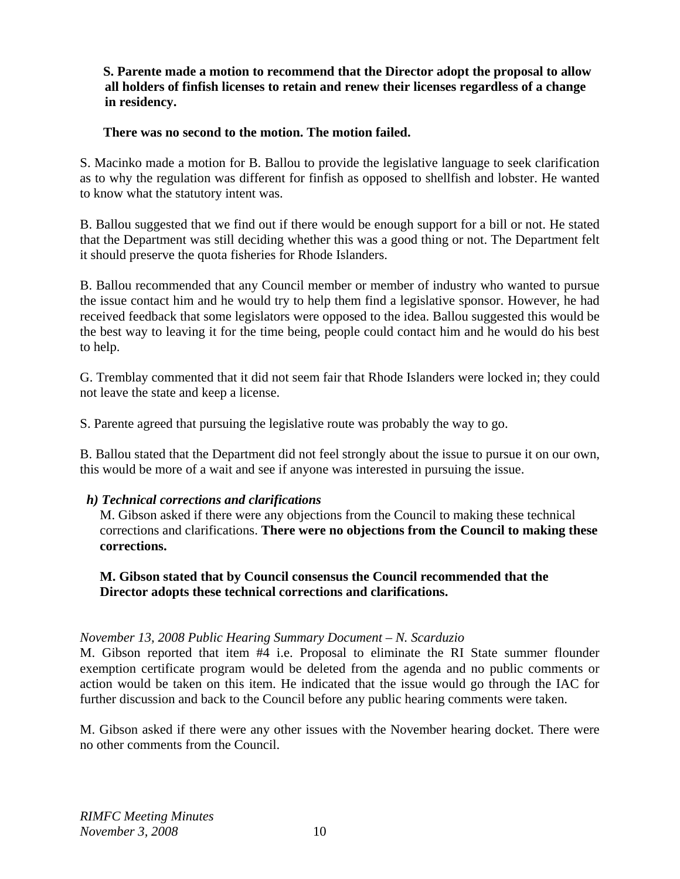**S. Parente made a motion to recommend that the Director adopt the proposal to allow all holders of finfish licenses to retain and renew their licenses regardless of a change in residency.**

**There was no second to the motion. The motion failed.**

S. Macinko made a motion for B. Ballou to provide the legislative language to seek clarification as to why the regulation was different for finfish as opposed to shellfish and lobster. He wanted to know what the statutory intent was.

B. Ballou suggested that we find out if there would be enough support for a bill or not. He stated that the Department was still deciding whether this was a good thing or not. The Department felt it should preserve the quota fisheries for Rhode Islanders.

B. Ballou recommended that any Council member or member of industry who wanted to pursue the issue contact him and he would try to help them find a legislative sponsor. However, he had received feedback that some legislators were opposed to the idea. Ballou suggested this would be the best way to leaving it for the time being, people could contact him and he would do his best to help.

G. Tremblay commented that it did not seem fair that Rhode Islanders were locked in; they could not leave the state and keep a license.

S. Parente agreed that pursuing the legislative route was probably the way to go.

B. Ballou stated that the Department did not feel strongly about the issue to pursue it on our own, this would be more of a wait and see if anyone was interested in pursuing the issue.

***h) Technical corrections and clarifications***

M. Gibson asked if there were any objections from the Council to making these technical corrections and clarifications. **There were no objections from the Council to making these corrections.**

**M. Gibson stated that by Council consensus the Council recommended that the Director adopts these technical corrections and clarifications.**

*November 13, 2008 Public Hearing Summary Document – N. Scarduzio*

M. Gibson reported that item #4 i.e. Proposal to eliminate the RI State summer flounder exemption certificate program would be deleted from the agenda and no public comments or action would be taken on this item. He indicated that the issue would go through the IAC for further discussion and back to the Council before any public hearing comments were taken.

M. Gibson asked if there were any other issues with the November hearing docket. There were no other comments from the Council.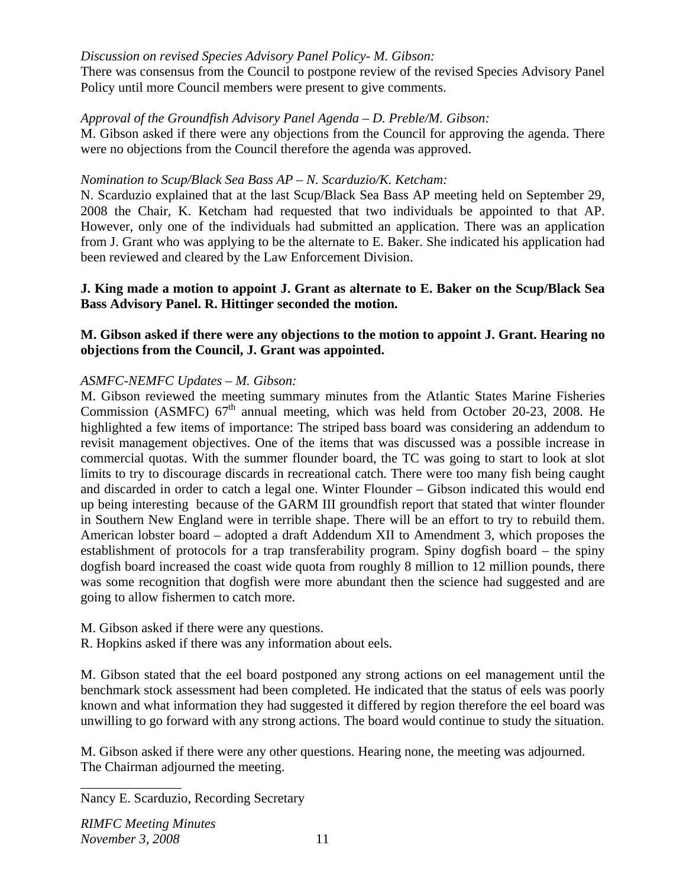*Discussion on revised Species Advisory Panel Policy- M. Gibson:*
There was consensus from the Council to postpone review of the revised Species Advisory Panel Policy until more Council members were present to give comments.

*Approval of the Groundfish Advisory Panel Agenda – D. Preble/M. Gibson:*
M. Gibson asked if there were any objections from the Council for approving the agenda. There were no objections from the Council therefore the agenda was approved.

*Nomination to Scup/Black Sea Bass AP – N. Scarduzio/K. Ketcham:*
N. Scarduzio explained that at the last Scup/Black Sea Bass AP meeting held on September 29, 2008 the Chair, K. Ketcham had requested that two individuals be appointed to that AP. However, only one of the individuals had submitted an application. There was an application from J. Grant who was applying to be the alternate to E. Baker. She indicated his application had been reviewed and cleared by the Law Enforcement Division.

**J. King made a motion to appoint J. Grant as alternate to E. Baker on the Scup/Black Sea Bass Advisory Panel. R. Hittinger seconded the motion.**

**M. Gibson asked if there were any objections to the motion to appoint J. Grant. Hearing no objections from the Council, J. Grant was appointed.**

*ASMFC-NEMFC Updates – M. Gibson:*
M. Gibson reviewed the meeting summary minutes from the Atlantic States Marine Fisheries Commission (ASMFC) 67th annual meeting, which was held from October 20-23, 2008. He highlighted a few items of importance: The striped bass board was considering an addendum to revisit management objectives. One of the items that was discussed was a possible increase in commercial quotas. With the summer flounder board, the TC was going to start to look at slot limits to try to discourage discards in recreational catch. There were too many fish being caught and discarded in order to catch a legal one. Winter Flounder – Gibson indicated this would end up being interesting because of the GARM III groundfish report that stated that winter flounder in Southern New England were in terrible shape. There will be an effort to try to rebuild them. American lobster board – adopted a draft Addendum XII to Amendment 3, which proposes the establishment of protocols for a trap transferability program. Spiny dogfish board – the spiny dogfish board increased the coast wide quota from roughly 8 million to 12 million pounds, there was some recognition that dogfish were more abundant then the science had suggested and are going to allow fishermen to catch more.

M. Gibson asked if there were any questions.
R. Hopkins asked if there was any information about eels.

M. Gibson stated that the eel board postponed any strong actions on eel management until the benchmark stock assessment had been completed. He indicated that the status of eels was poorly known and what information they had suggested it differed by region therefore the eel board was unwilling to go forward with any strong actions. The board would continue to study the situation.

M. Gibson asked if there were any other questions. Hearing none, the meeting was adjourned.
The Chairman adjourned the meeting.

\_\_\_\_\_\_\_\_\_\_\_\_\_\_\_
Nancy E. Scarduzio, Recording Secretary